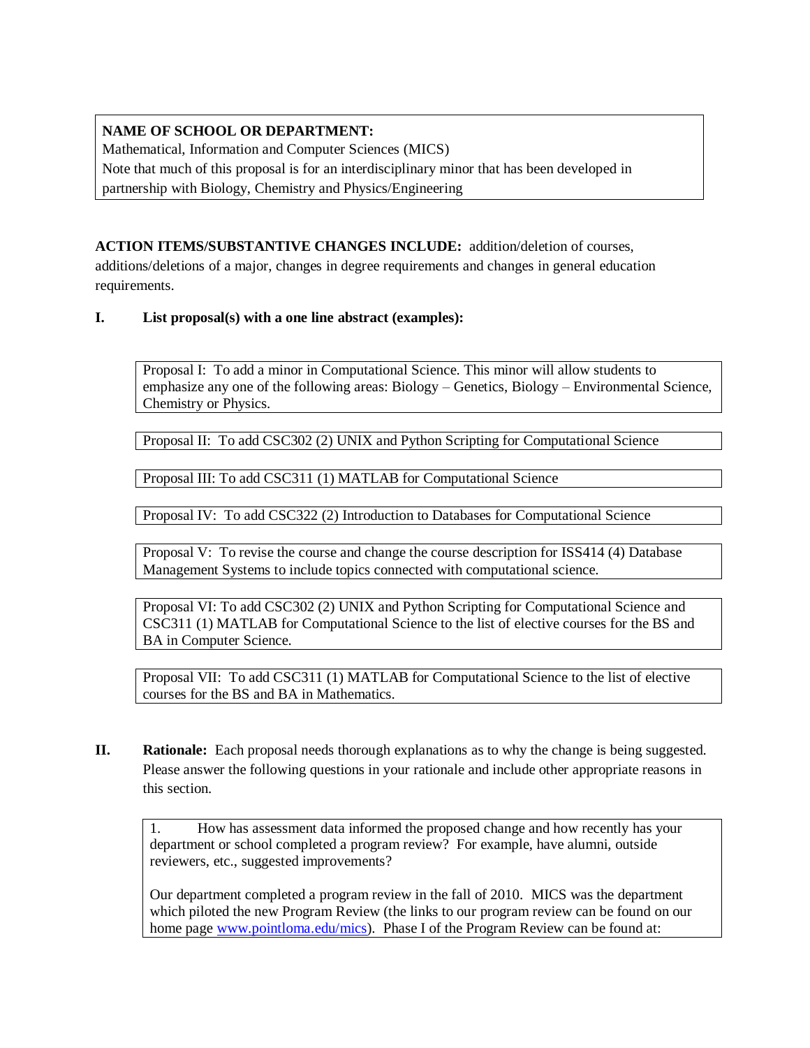**NAME OF SCHOOL OR DEPARTMENT:**
Mathematical, Information and Computer Sciences (MICS)
Note that much of this proposal is for an interdisciplinary minor that has been developed in partnership with Biology, Chemistry and Physics/Engineering

**ACTION ITEMS/SUBSTANTIVE CHANGES INCLUDE:** addition/deletion of courses, additions/deletions of a major, changes in degree requirements and changes in general education requirements.

## I. List proposal(s) with a one line abstract (examples):

Proposal I: To add a minor in Computational Science. This minor will allow students to emphasize any one of the following areas: Biology – Genetics, Biology – Environmental Science, Chemistry or Physics.

Proposal II: To add CSC302 (2) UNIX and Python Scripting for Computational Science

Proposal III: To add CSC311 (1) MATLAB for Computational Science

Proposal IV: To add CSC322 (2) Introduction to Databases for Computational Science

Proposal V: To revise the course and change the course description for ISS414 (4) Database Management Systems to include topics connected with computational science.

Proposal VI: To add CSC302 (2) UNIX and Python Scripting for Computational Science and CSC311 (1) MATLAB for Computational Science to the list of elective courses for the BS and BA in Computer Science.

Proposal VII: To add CSC311 (1) MATLAB for Computational Science to the list of elective courses for the BS and BA in Mathematics.

## II. Rationale:

**Rationale:** Each proposal needs thorough explanations as to why the change is being suggested. Please answer the following questions in your rationale and include other appropriate reasons in this section.

1. How has assessment data informed the proposed change and how recently has your department or school completed a program review? For example, have alumni, outside reviewers, etc., suggested improvements?

Our department completed a program review in the fall of 2010. MICS was the department which piloted the new Program Review (the links to our program review can be found on our home page [www.pointloma.edu/mics](www.pointloma.edu/mics)). Phase I of the Program Review can be found at: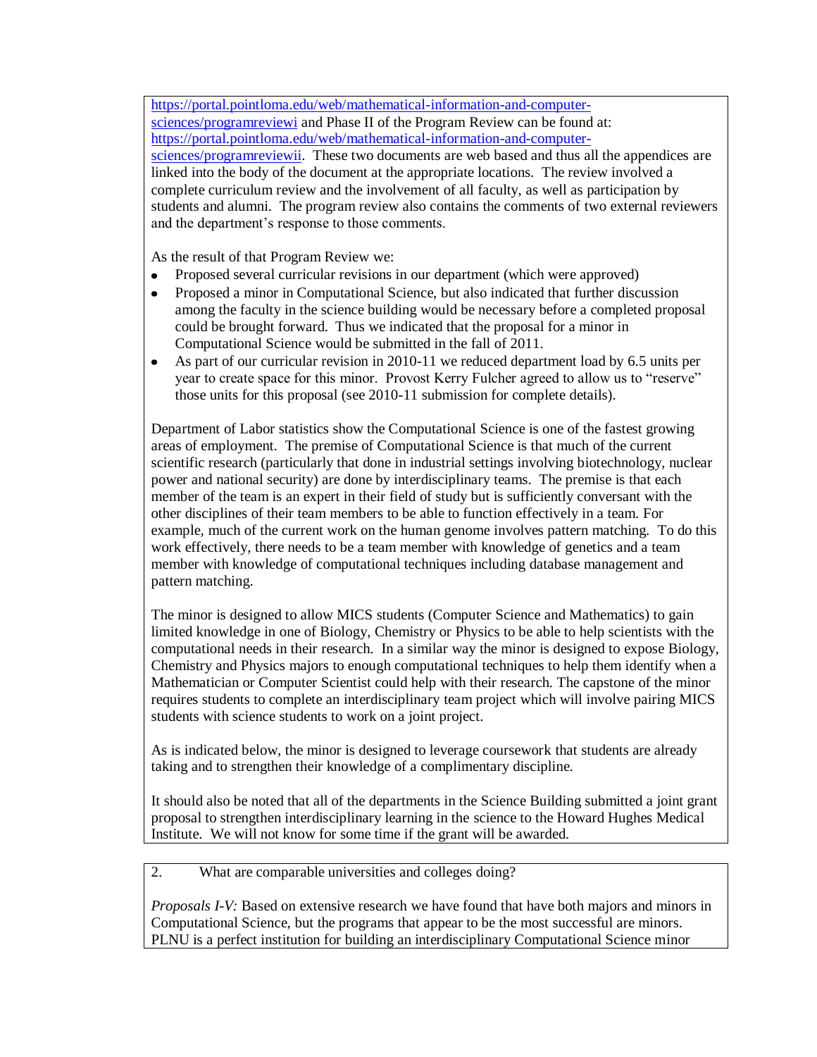https://portal.pointloma.edu/web/mathematical-information-and-computer-sciences/programreviewi and Phase II of the Program Review can be found at: https://portal.pointloma.edu/web/mathematical-information-and-computer-sciences/programreviewii. These two documents are web based and thus all the appendices are linked into the body of the document at the appropriate locations. The review involved a complete curriculum review and the involvement of all faculty, as well as participation by students and alumni. The program review also contains the comments of two external reviewers and the department's response to those comments.

As the result of that Program Review we:

- Proposed several curricular revisions in our department (which were approved)
- Proposed a minor in Computational Science, but also indicated that further discussion among the faculty in the science building would be necessary before a completed proposal could be brought forward. Thus we indicated that the proposal for a minor in Computational Science would be submitted in the fall of 2011.
- As part of our curricular revision in 2010-11 we reduced department load by 6.5 units per year to create space for this minor. Provost Kerry Fulcher agreed to allow us to "reserve" those units for this proposal (see 2010-11 submission for complete details).

Department of Labor statistics show the Computational Science is one of the fastest growing areas of employment. The premise of Computational Science is that much of the current scientific research (particularly that done in industrial settings involving biotechnology, nuclear power and national security) are done by interdisciplinary teams. The premise is that each member of the team is an expert in their field of study but is sufficiently conversant with the other disciplines of their team members to be able to function effectively in a team. For example, much of the current work on the human genome involves pattern matching. To do this work effectively, there needs to be a team member with knowledge of genetics and a team member with knowledge of computational techniques including database management and pattern matching.

The minor is designed to allow MICS students (Computer Science and Mathematics) to gain limited knowledge in one of Biology, Chemistry or Physics to be able to help scientists with the computational needs in their research. In a similar way the minor is designed to expose Biology, Chemistry and Physics majors to enough computational techniques to help them identify when a Mathematician or Computer Scientist could help with their research. The capstone of the minor requires students to complete an interdisciplinary team project which will involve pairing MICS students with science students to work on a joint project.

As is indicated below, the minor is designed to leverage coursework that students are already taking and to strengthen their knowledge of a complimentary discipline.

It should also be noted that all of the departments in the Science Building submitted a joint grant proposal to strengthen interdisciplinary learning in the science to the Howard Hughes Medical Institute. We will not know for some time if the grant will be awarded.

2. What are comparable universities and colleges doing?

*Proposals I-V:* Based on extensive research we have found that have both majors and minors in Computational Science, but the programs that appear to be the most successful are minors. PLNU is a perfect institution for building an interdisciplinary Computational Science minor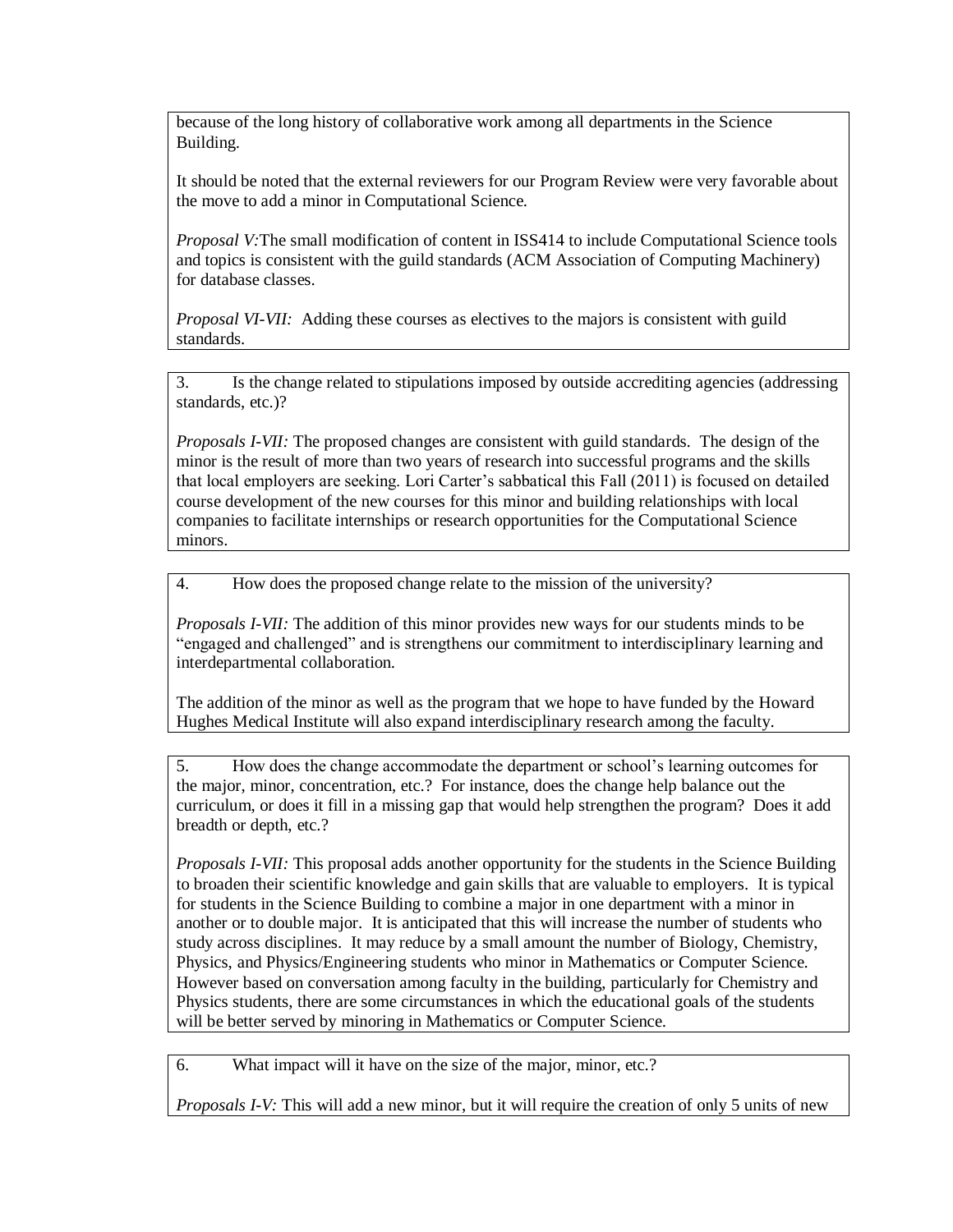because of the long history of collaborative work among all departments in the Science Building.

It should be noted that the external reviewers for our Program Review were very favorable about the move to add a minor in Computational Science.

*Proposal V:* The small modification of content in ISS414 to include Computational Science tools and topics is consistent with the guild standards (ACM Association of Computing Machinery) for database classes.

*Proposal VI-VII:* Adding these courses as electives to the majors is consistent with guild standards.

3. Is the change related to stipulations imposed by outside accrediting agencies (addressing standards, etc.)?

*Proposals I-VII:* The proposed changes are consistent with guild standards. The design of the minor is the result of more than two years of research into successful programs and the skills that local employers are seeking. Lori Carter's sabbatical this Fall (2011) is focused on detailed course development of the new courses for this minor and building relationships with local companies to facilitate internships or research opportunities for the Computational Science minors.

4. How does the proposed change relate to the mission of the university?

*Proposals I-VII:* The addition of this minor provides new ways for our students minds to be "engaged and challenged" and is strengthens our commitment to interdisciplinary learning and interdepartmental collaboration.

The addition of the minor as well as the program that we hope to have funded by the Howard Hughes Medical Institute will also expand interdisciplinary research among the faculty.

5. How does the change accommodate the department or school's learning outcomes for the major, minor, concentration, etc.? For instance, does the change help balance out the curriculum, or does it fill in a missing gap that would help strengthen the program? Does it add breadth or depth, etc.?

*Proposals I-VII:* This proposal adds another opportunity for the students in the Science Building to broaden their scientific knowledge and gain skills that are valuable to employers. It is typical for students in the Science Building to combine a major in one department with a minor in another or to double major. It is anticipated that this will increase the number of students who study across disciplines. It may reduce by a small amount the number of Biology, Chemistry, Physics, and Physics/Engineering students who minor in Mathematics or Computer Science. However based on conversation among faculty in the building, particularly for Chemistry and Physics students, there are some circumstances in which the educational goals of the students will be better served by minoring in Mathematics or Computer Science.

6. What impact will it have on the size of the major, minor, etc.?

*Proposals I-V:* This will add a new minor, but it will require the creation of only 5 units of new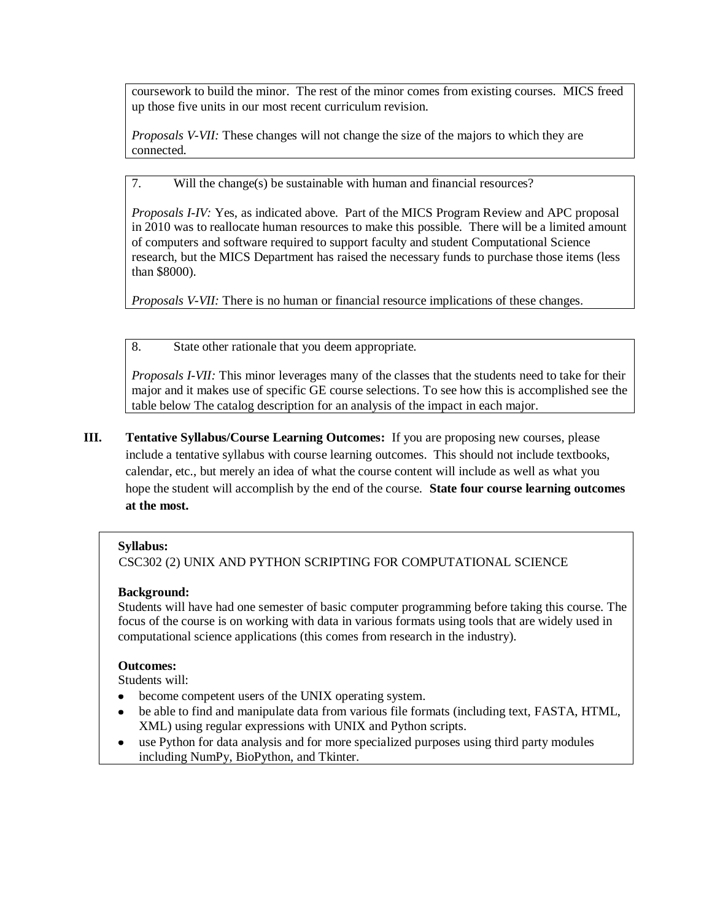coursework to build the minor. The rest of the minor comes from existing courses. MICS freed up those five units in our most recent curriculum revision.

*Proposals V-VII:* These changes will not change the size of the majors to which they are connected.

7. Will the change(s) be sustainable with human and financial resources?

*Proposals I-IV:* Yes, as indicated above. Part of the MICS Program Review and APC proposal in 2010 was to reallocate human resources to make this possible. There will be a limited amount of computers and software required to support faculty and student Computational Science research, but the MICS Department has raised the necessary funds to purchase those items (less than $8000).

*Proposals V-VII:* There is no human or financial resource implications of these changes.

8. State other rationale that you deem appropriate.

*Proposals I-VII:* This minor leverages many of the classes that the students need to take for their major and it makes use of specific GE course selections. To see how this is accomplished see the table below The catalog description for an analysis of the impact in each major.

## III. Tentative Syllabus/Course Learning Outcomes:

If you are proposing new courses, please include a tentative syllabus with course learning outcomes. This should not include textbooks, calendar, etc., but merely an idea of what the course content will include as well as what you hope the student will accomplish by the end of the course. **State four course learning outcomes at the most.**

**Syllabus:**

CSC302 (2) UNIX AND PYTHON SCRIPTING FOR COMPUTATIONAL SCIENCE

**Background:**

Students will have had one semester of basic computer programming before taking this course. The focus of the course is on working with data in various formats using tools that are widely used in computational science applications (this comes from research in the industry).

**Outcomes:**

Students will:

- become competent users of the UNIX operating system.
- be able to find and manipulate data from various file formats (including text, FASTA, HTML, XML) using regular expressions with UNIX and Python scripts.
- use Python for data analysis and for more specialized purposes using third party modules including NumPy, BioPython, and Tkinter.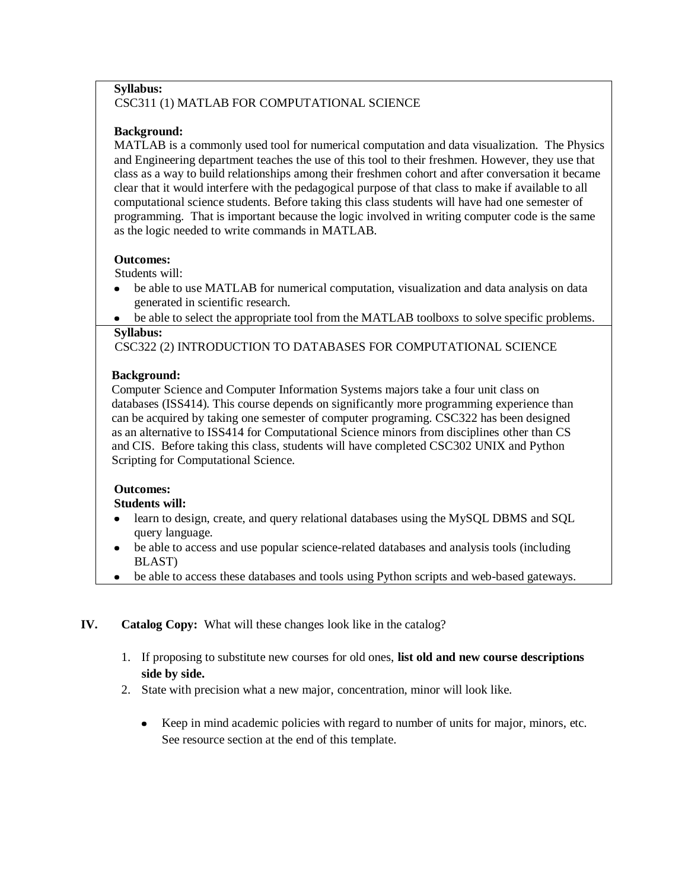**Syllabus:**
CSC311 (1) MATLAB FOR COMPUTATIONAL SCIENCE

**Background:**
MATLAB is a commonly used tool for numerical computation and data visualization. The Physics and Engineering department teaches the use of this tool to their freshmen. However, they use that class as a way to build relationships among their freshmen cohort and after conversation it became clear that it would interfere with the pedagogical purpose of that class to make if available to all computational science students. Before taking this class students will have had one semester of programming. That is important because the logic involved in writing computer code is the same as the logic needed to write commands in MATLAB.

**Outcomes:**
Students will:

- be able to use MATLAB for numerical computation, visualization and data analysis on data generated in scientific research.
- be able to select the appropriate tool from the MATLAB toolboxs to solve specific problems.

**Syllabus:**
CSC322 (2) INTRODUCTION TO DATABASES FOR COMPUTATIONAL SCIENCE

**Background:**
Computer Science and Computer Information Systems majors take a four unit class on databases (ISS414). This course depends on significantly more programming experience than can be acquired by taking one semester of computer programing. CSC322 has been designed as an alternative to ISS414 for Computational Science minors from disciplines other than CS and CIS. Before taking this class, students will have completed CSC302 UNIX and Python Scripting for Computational Science.

**Outcomes:**
**Students will:**

- learn to design, create, and query relational databases using the MySQL DBMS and SQL query language.
- be able to access and use popular science-related databases and analysis tools (including BLAST)
- be able to access these databases and tools using Python scripts and web-based gateways.

## IV. Catalog Copy: What will these changes look like in the catalog?

1. If proposing to substitute new courses for old ones, **list old and new course descriptions side by side.**
2. State with precision what a new major, concentration, minor will look like.
   - Keep in mind academic policies with regard to number of units for major, minors, etc. See resource section at the end of this template.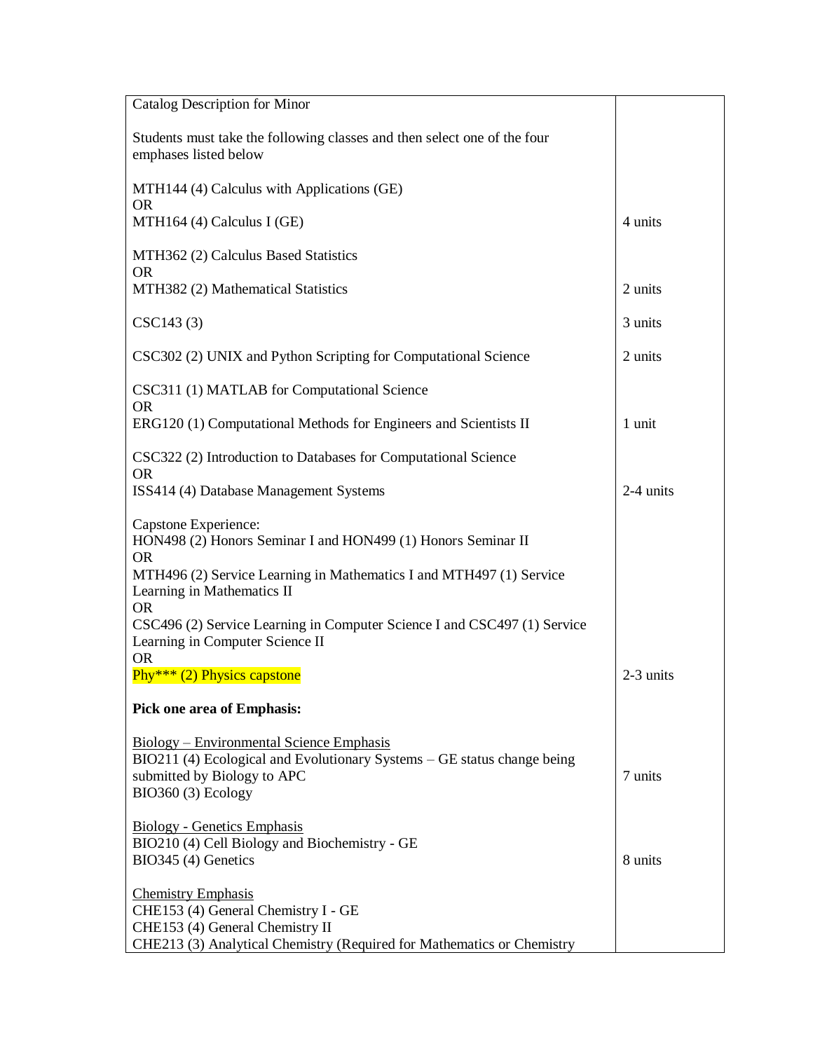| Catalog Description for Minor | |
|---|---|
| Students must take the following classes and then select one of the four emphases listed below | |
| MTH144 (4) Calculus with Applications (GE)<br>OR<br>MTH164 (4) Calculus I (GE) | 4 units |
| MTH362 (2) Calculus Based Statistics<br>OR<br>MTH382 (2) Mathematical Statistics | 2 units |
| CSC143 (3) | 3 units |
| CSC302 (2) UNIX and Python Scripting for Computational Science | 2 units |
| CSC311 (1) MATLAB for Computational Science<br>OR<br>ERG120 (1) Computational Methods for Engineers and Scientists II | 1 unit |
| CSC322 (2) Introduction to Databases for Computational Science<br>OR<br>ISS414 (4) Database Management Systems | 2-4 units |
| Capstone Experience:<br>HON498 (2) Honors Seminar I and HON499 (1) Honors Seminar II<br>OR<br>MTH496 (2) Service Learning in Mathematics I and MTH497 (1) Service Learning in Mathematics II<br>OR<br>CSC496 (2) Service Learning in Computer Science I and CSC497 (1) Service Learning in Computer Science II<br>OR<br>Phy*** (2) Physics capstone | 2-3 units |
| **Pick one area of Emphasis:** | |
| Biology – Environmental Science Emphasis<br>BIO211 (4) Ecological and Evolutionary Systems – GE status change being submitted by Biology to APC<br>BIO360 (3) Ecology | 7 units |
| Biology - Genetics Emphasis<br>BIO210 (4) Cell Biology and Biochemistry - GE<br>BIO345 (4) Genetics | 8 units |
| Chemistry Emphasis<br>CHE153 (4) General Chemistry I - GE<br>CHE153 (4) General Chemistry II<br>CHE213 (3) Analytical Chemistry (Required for Mathematics or Chemistry | |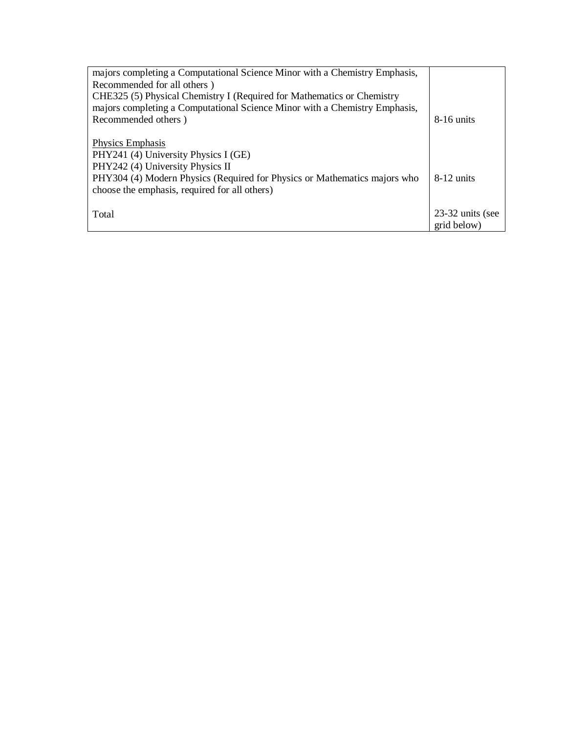| | |
|---|---|
| majors completing a Computational Science Minor with a Chemistry Emphasis, Recommended for all others )<br>CHE325 (5) Physical Chemistry I (Required for Mathematics or Chemistry majors completing a Computational Science Minor with a Chemistry Emphasis, Recommended others ) | 8-16 units |
| <u>Physics Emphasis</u><br>PHY241 (4) University Physics I (GE)<br>PHY242 (4) University Physics II<br>PHY304 (4) Modern Physics (Required for Physics or Mathematics majors who choose the emphasis, required for all others) | 8-12 units |
| Total | 23-32 units (see grid below) |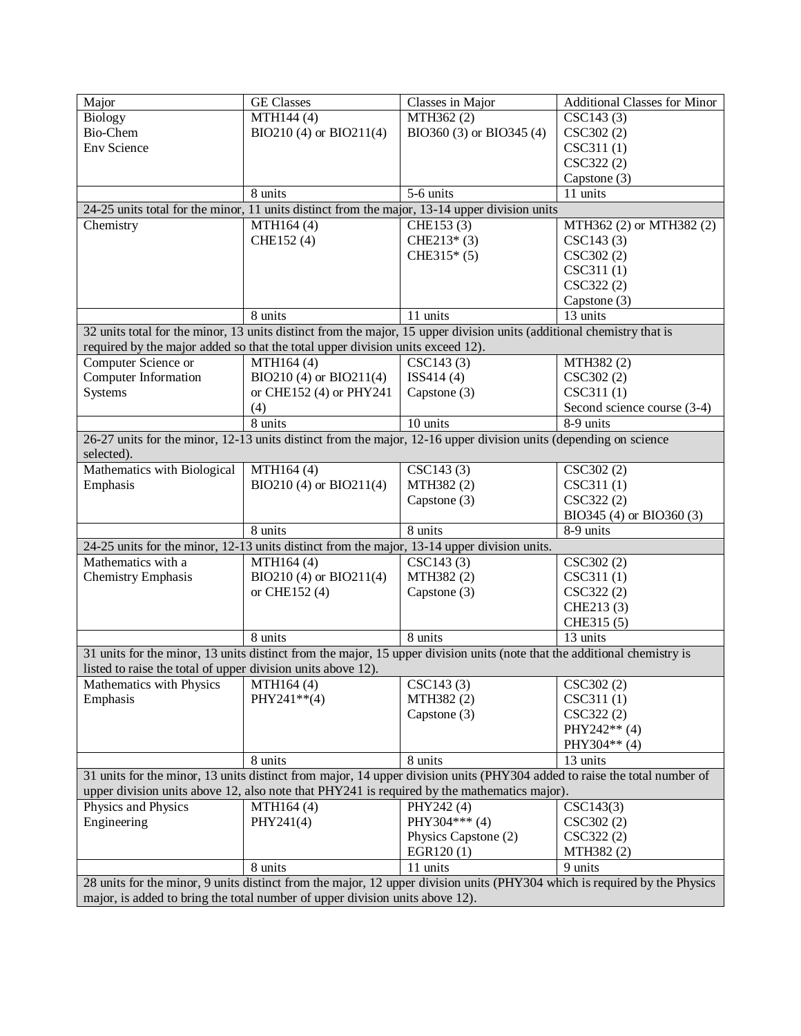| Major | GE Classes | Classes in Major | Additional Classes for Minor |
|---|---|---|---|
| Biology<br>Bio-Chem<br>Env Science | MTH144 (4)<br>BIO210 (4) or BIO211(4) | MTH362 (2)<br>BIO360 (3) or BIO345 (4) | CSC143 (3)<br>CSC302 (2)<br>CSC311 (1)<br>CSC322 (2)<br>Capstone (3) |
| | 8 units | 5-6 units | 11 units |
| 24-25 units total for the minor, 11 units distinct from the major, 13-14 upper division units | | | |
| Chemistry | MTH164 (4)<br>CHE152 (4) | CHE153 (3)<br>CHE213* (3)<br>CHE315* (5) | MTH362 (2) or MTH382 (2)<br>CSC143 (3)<br>CSC302 (2)<br>CSC311 (1)<br>CSC322 (2)<br>Capstone (3) |
| | 8 units | 11 units | 13 units |
| 32 units total for the minor, 13 units distinct from the major, 15 upper division units (additional chemistry that is required by the major added so that the total upper division units exceed 12). | | | |
| Computer Science or Computer Information Systems | MTH164 (4)<br>BIO210 (4) or BIO211(4) or CHE152 (4) or PHY241 (4) | CSC143 (3)<br>ISS414 (4)<br>Capstone (3) | MTH382 (2)<br>CSC302 (2)<br>CSC311 (1)<br>Second science course (3-4) |
| | 8 units | 10 units | 8-9 units |
| 26-27 units for the minor, 12-13 units distinct from the major, 12-16 upper division units (depending on science selected). | | | |
| Mathematics with Biological Emphasis | MTH164 (4)<br>BIO210 (4) or BIO211(4) | CSC143 (3)<br>MTH382 (2)<br>Capstone (3) | CSC302 (2)<br>CSC311 (1)<br>CSC322 (2)<br>BIO345 (4) or BIO360 (3) |
| | 8 units | 8 units | 8-9 units |
| 24-25 units for the minor, 12-13 units distinct from the major, 13-14 upper division units. | | | |
| Mathematics with a Chemistry Emphasis | MTH164 (4)<br>BIO210 (4) or BIO211(4) or CHE152 (4) | CSC143 (3)<br>MTH382 (2)<br>Capstone (3) | CSC302 (2)<br>CSC311 (1)<br>CSC322 (2)<br>CHE213 (3)<br>CHE315 (5) |
| | 8 units | 8 units | 13 units |
| 31 units for the minor, 13 units distinct from the major, 15 upper division units (note that the additional chemistry is listed to raise the total of upper division units above 12). | | | |
| Mathematics with Physics Emphasis | MTH164 (4)<br>PHY241**(4) | CSC143 (3)<br>MTH382 (2)<br>Capstone (3) | CSC302 (2)<br>CSC311 (1)<br>CSC322 (2)<br>PHY242** (4)<br>PHY304** (4) |
| | 8 units | 8 units | 13 units |
| 31 units for the minor, 13 units distinct from major, 14 upper division units (PHY304 added to raise the total number of upper division units above 12, also note that PHY241 is required by the mathematics major). | | | |
| Physics and Physics Engineering | MTH164 (4)<br>PHY241(4) | PHY242 (4)<br>PHY304*** (4)<br>Physics Capstone (2)<br>EGR120 (1) | CSC143(3)<br>CSC302 (2)<br>CSC322 (2)<br>MTH382 (2) |
| | 8 units | 11 units | 9 units |
| 28 units for the minor, 9 units distinct from the major, 12 upper division units (PHY304 which is required by the Physics major, is added to bring the total number of upper division units above 12). | | | |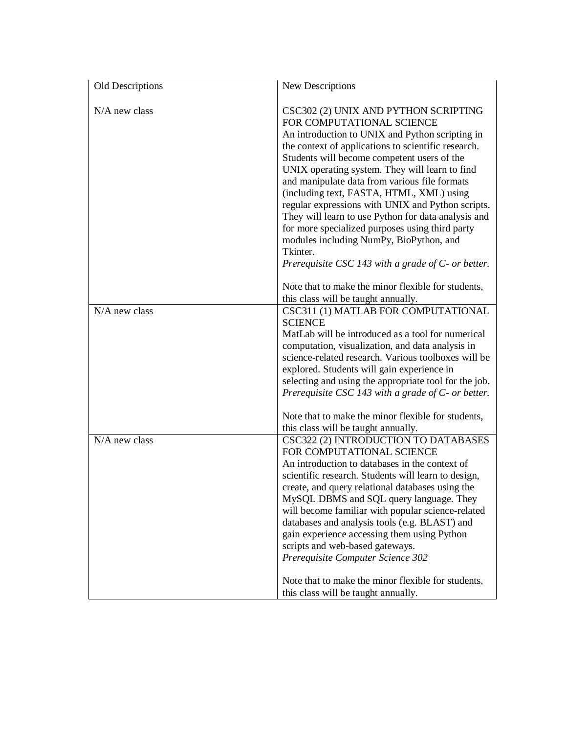| Old Descriptions | New Descriptions |
|---|---|
| N/A new class | CSC302 (2) UNIX AND PYTHON SCRIPTING FOR COMPUTATIONAL SCIENCE<br>An introduction to UNIX and Python scripting in the context of applications to scientific research. Students will become competent users of the UNIX operating system. They will learn to find and manipulate data from various file formats (including text, FASTA, HTML, XML) using regular expressions with UNIX and Python scripts. They will learn to use Python for data analysis and for more specialized purposes using third party modules including NumPy, BioPython, and Tkinter.<br>*Prerequisite CSC 143 with a grade of C- or better.*<br><br>Note that to make the minor flexible for students, this class will be taught annually. |
| N/A new class | CSC311 (1) MATLAB FOR COMPUTATIONAL SCIENCE<br>MatLab will be introduced as a tool for numerical computation, visualization, and data analysis in science-related research. Various toolboxes will be explored. Students will gain experience in selecting and using the appropriate tool for the job.<br>*Prerequisite CSC 143 with a grade of C- or better.*<br><br>Note that to make the minor flexible for students, this class will be taught annually. |
| N/A new class | CSC322 (2) INTRODUCTION TO DATABASES FOR COMPUTATIONAL SCIENCE<br>An introduction to databases in the context of scientific research. Students will learn to design, create, and query relational databases using the MySQL DBMS and SQL query language. They will become familiar with popular science-related databases and analysis tools (e.g. BLAST) and gain experience accessing them using Python scripts and web-based gateways.<br>*Prerequisite Computer Science 302*<br><br>Note that to make the minor flexible for students, this class will be taught annually. |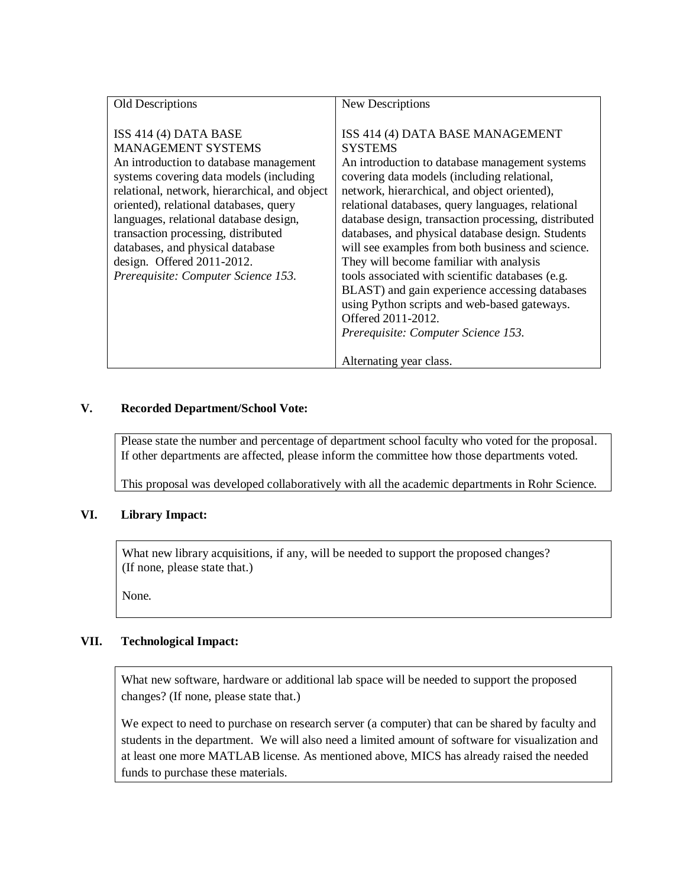| Old Descriptions | New Descriptions |
| --- | --- |
| ISS 414 (4) DATA BASE MANAGEMENT SYSTEMS<br>An introduction to database management systems covering data models (including relational, network, hierarchical, and object oriented), relational databases, query languages, relational database design, transaction processing, distributed databases, and physical database design. Offered 2011-2012.<br>*Prerequisite: Computer Science 153.* | ISS 414 (4) DATA BASE MANAGEMENT SYSTEMS<br>An introduction to database management systems covering data models (including relational, network, hierarchical, and object oriented), relational databases, query languages, relational database design, transaction processing, distributed databases, and physical database design. Students will see examples from both business and science. They will become familiar with analysis tools associated with scientific databases (e.g. BLAST) and gain experience accessing databases using Python scripts and web-based gateways. Offered 2011-2012.<br>*Prerequisite: Computer Science 153.*<br><br>Alternating year class. |

## V. Recorded Department/School Vote:

Please state the number and percentage of department school faculty who voted for the proposal. If other departments are affected, please inform the committee how those departments voted.

This proposal was developed collaboratively with all the academic departments in Rohr Science.

## VI. Library Impact:

What new library acquisitions, if any, will be needed to support the proposed changes? (If none, please state that.)

None.

## VII. Technological Impact:

What new software, hardware or additional lab space will be needed to support the proposed changes? (If none, please state that.)

We expect to need to purchase on research server (a computer) that can be shared by faculty and students in the department. We will also need a limited amount of software for visualization and at least one more MATLAB license. As mentioned above, MICS has already raised the needed funds to purchase these materials.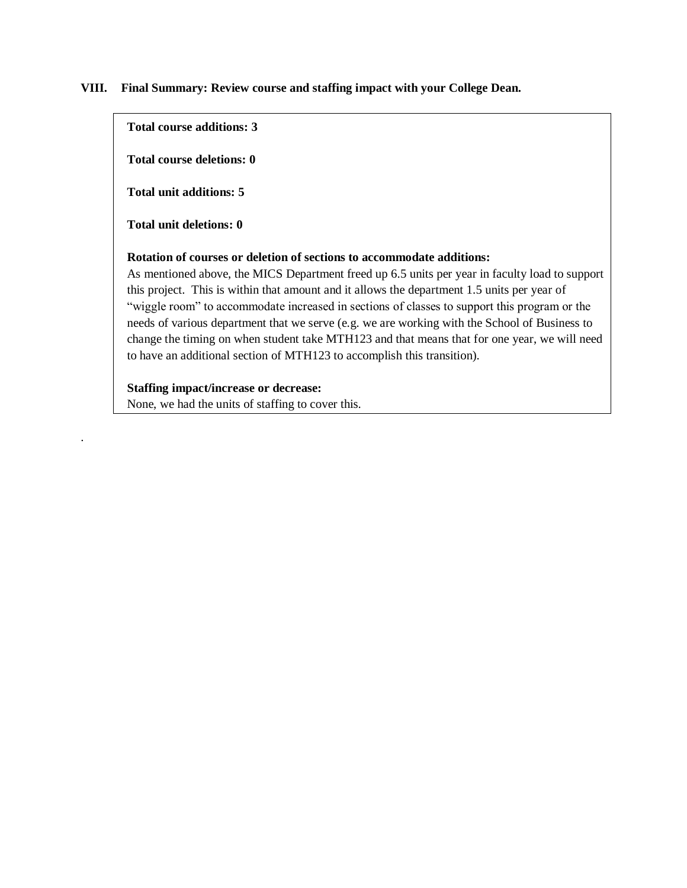## VIII. Final Summary: Review course and staffing impact with your College Dean.

**Total course additions: 3**

**Total course deletions: 0**

**Total unit additions: 5**

**Total unit deletions: 0**

**Rotation of courses or deletion of sections to accommodate additions:**
As mentioned above, the MICS Department freed up 6.5 units per year in faculty load to support this project. This is within that amount and it allows the department 1.5 units per year of "wiggle room" to accommodate increased in sections of classes to support this program or the needs of various department that we serve (e.g. we are working with the School of Business to change the timing on when student take MTH123 and that means that for one year, we will need to have an additional section of MTH123 to accomplish this transition).

**Staffing impact/increase or decrease:**
None, we had the units of staffing to cover this.

.